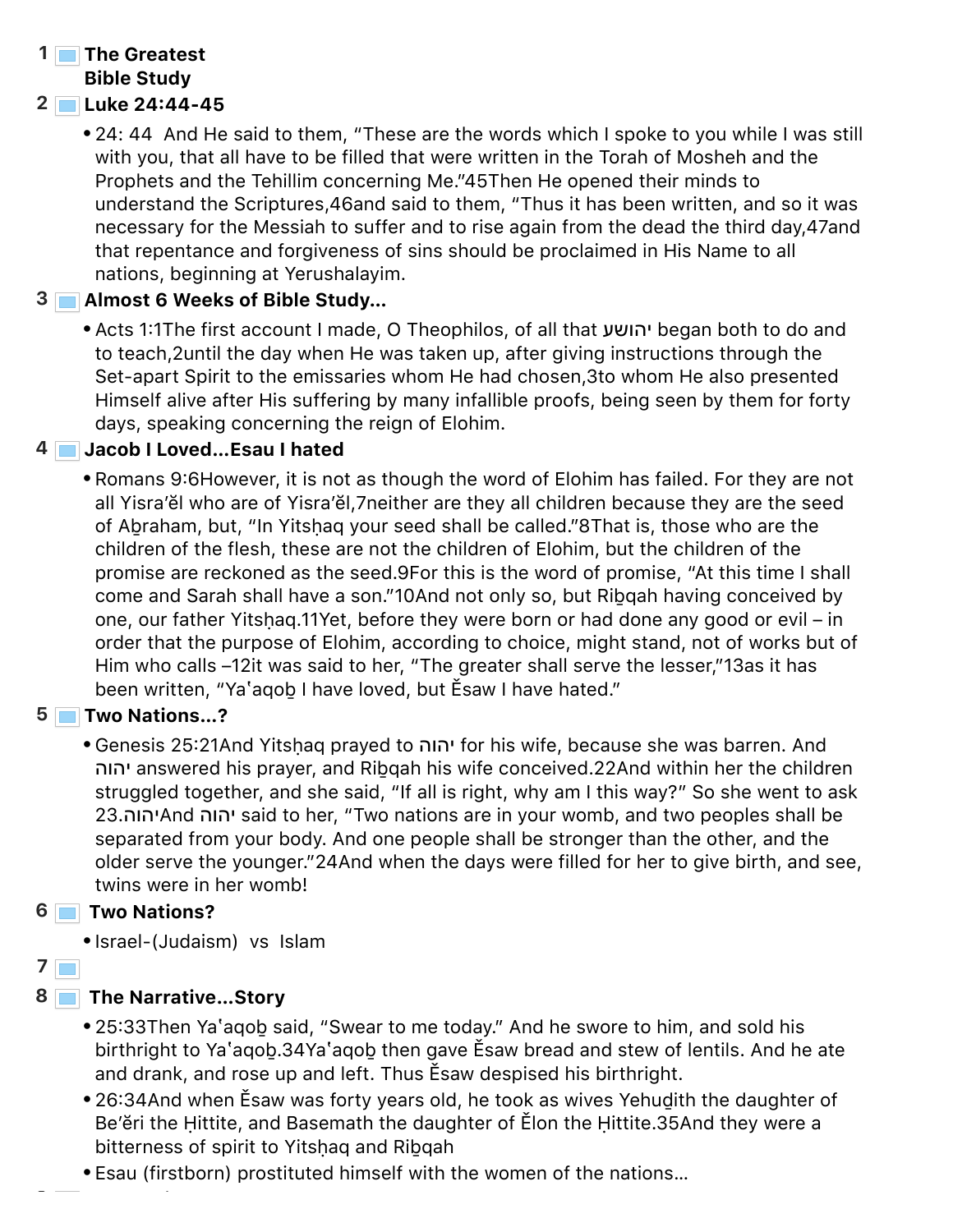1 **The Greatest Bible Study**

2 **Luke 24:44-45**

- 24: 44 And He said to them, “These are the words which I spoke to you while I was still with you, that all have to be filled that were written in the Torah of Mosheh and the Prophets and the Tehillim concerning Me.”45Then He opened their minds to understand the Scriptures,46and said to them, “Thus it has been written, and so it was necessary for the Messiah to suffer and to rise again from the dead the third day,47and that repentance and forgiveness of sins should be proclaimed in His Name to all nations, beginning at Yerushalayim.

3 **Almost 6 Weeks of Bible Study...**

- Acts 1:1The first account I made, O Theophilos, of all that יהושע began both to do and to teach,2until the day when He was taken up, after giving instructions through the Set-apart Spirit to the emissaries whom He had chosen,3to whom He also presented Himself alive after His suffering by many infallible proofs, being seen by them for forty days, speaking concerning the reign of Elohim.

4 **Jacob I Loved...Esau I hated**

- Romans 9:6However, it is not as though the word of Elohim has failed. For they are not all Yisra’ĕl who are of Yisra’ĕl,7neither are they all children because they are the seed of Aḇraham, but, “In Yitsḥaq your seed shall be called.”8That is, those who are the children of the flesh, these are not the children of Elohim, but the children of the promise are reckoned as the seed.9For this is the word of promise, “At this time I shall come and Sarah shall have a son.”10And not only so, but Riḇqah having conceived by one, our father Yitsḥaq.11Yet, before they were born or had done any good or evil – in order that the purpose of Elohim, according to choice, might stand, not of works but of Him who calls –12it was said to her, “The greater shall serve the lesser,”13as it has been written, “Yaʽaqoḇ I have loved, but Ĕsaw I have hated.”

5 **Two Nations...?**

- Genesis 25:21And Yitsḥaq prayed to יהוה for his wife, because she was barren. And יהוה answered his prayer, and Riḇqah his wife conceived.22And within her the children struggled together, and she said, “If all is right, why am I this way?” So she went to ask יהוה.23And יהוה said to her, “Two nations are in your womb, and two peoples shall be separated from your body. And one people shall be stronger than the other, and the older serve the younger.”24And when the days were filled for her to give birth, and see, twins were in her womb!

6 **Two Nations?**

- Israel-(Judaism) vs Islam

7

8 **The Narrative...Story**

- 25:33Then Yaʽaqoḇ said, “Swear to me today.” And he swore to him, and sold his birthright to Yaʽaqoḇ.34Yaʽaqoḇ then gave Ĕsaw bread and stew of lentils. And he ate and drank, and rose up and left. Thus Ĕsaw despised his birthright.
- 26:34And when Ĕsaw was forty years old, he took as wives Yehuḏith the daughter of Be’ĕri the Ḥittite, and Basemath the daughter of Ĕlon the Ḥittite.35And they were a bitterness of spirit to Yitsḥaq and Riḇqah
- Esau (firstborn) prostituted himself with the women of the nations...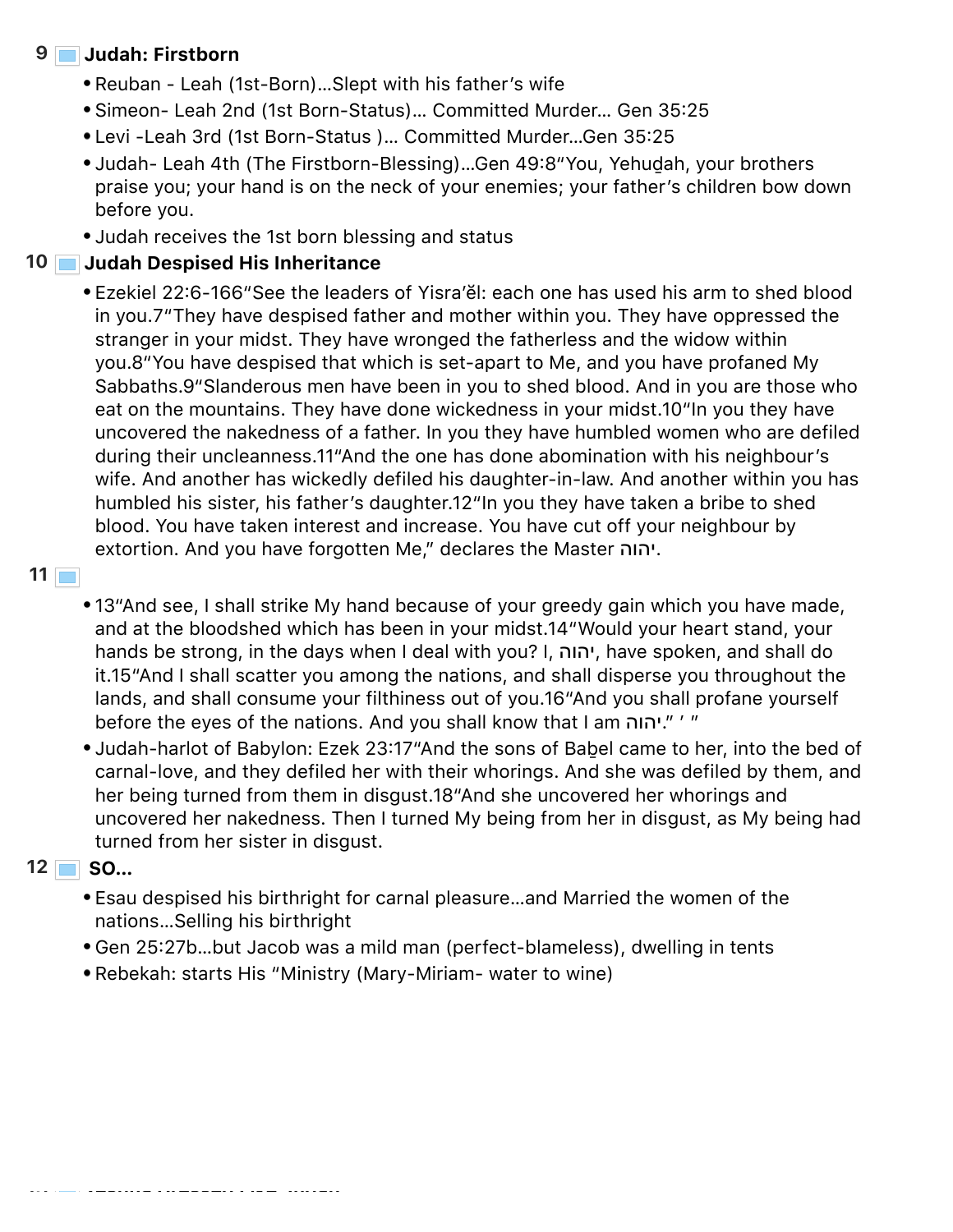## 9 Judah: Firstborn

- Reuban - Leah (1st-Born)…Slept with his father's wife
- Simeon- Leah 2nd (1st Born-Status)… Committed Murder… Gen 35:25
- Levi -Leah 3rd (1st Born-Status )… Committed Murder…Gen 35:25
- Judah- Leah 4th (The Firstborn-Blessing)…Gen 49:8"You, Yehuḏah, your brothers praise you; your hand is on the neck of your enemies; your father's children bow down before you.
- Judah receives the 1st born blessing and status

## 10 Judah Despised His Inheritance

- Ezekiel 22:6-166"See the leaders of Yisra'ěl: each one has used his arm to shed blood in you.7"They have despised father and mother within you. They have oppressed the stranger in your midst. They have wronged the fatherless and the widow within you.8"You have despised that which is set-apart to Me, and you have profaned My Sabbaths.9"Slanderous men have been in you to shed blood. And in you are those who eat on the mountains. They have done wickedness in your midst.10"In you they have uncovered the nakedness of a father. In you they have humbled women who are defiled during their uncleanness.11"And the one has done abomination with his neighbour's wife. And another has wickedly defiled his daughter-in-law. And another within you has humbled his sister, his father's daughter.12"In you they have taken a bribe to shed blood. You have taken interest and increase. You have cut off your neighbour by extortion. And you have forgotten Me," declares the Master יהוה.

## 11

- 13"And see, I shall strike My hand because of your greedy gain which you have made, and at the bloodshed which has been in your midst.14"Would your heart stand, your hands be strong, in the days when I deal with you? I, יהוה, have spoken, and shall do it.15"And I shall scatter you among the nations, and shall disperse you throughout the lands, and shall consume your filthiness out of you.16"And you shall profane yourself before the eyes of the nations. And you shall know that I am יהוה." ' "
- Judah-harlot of Babylon: Ezek 23:17"And the sons of Baḇel came to her, into the bed of carnal-love, and they defiled her with their whorings. And she was defiled by them, and her being turned from them in disgust.18"And she uncovered her whorings and uncovered her nakedness. Then I turned My being from her in disgust, as My being had turned from her sister in disgust.

## 12 SO…

- Esau despised his birthright for carnal pleasure…and Married the women of the nations…Selling his birthright
- Gen 25:27b…but Jacob was a mild man (perfect-blameless), dwelling in tents
- Rebekah: starts His "Ministry (Mary-Miriam- water to wine)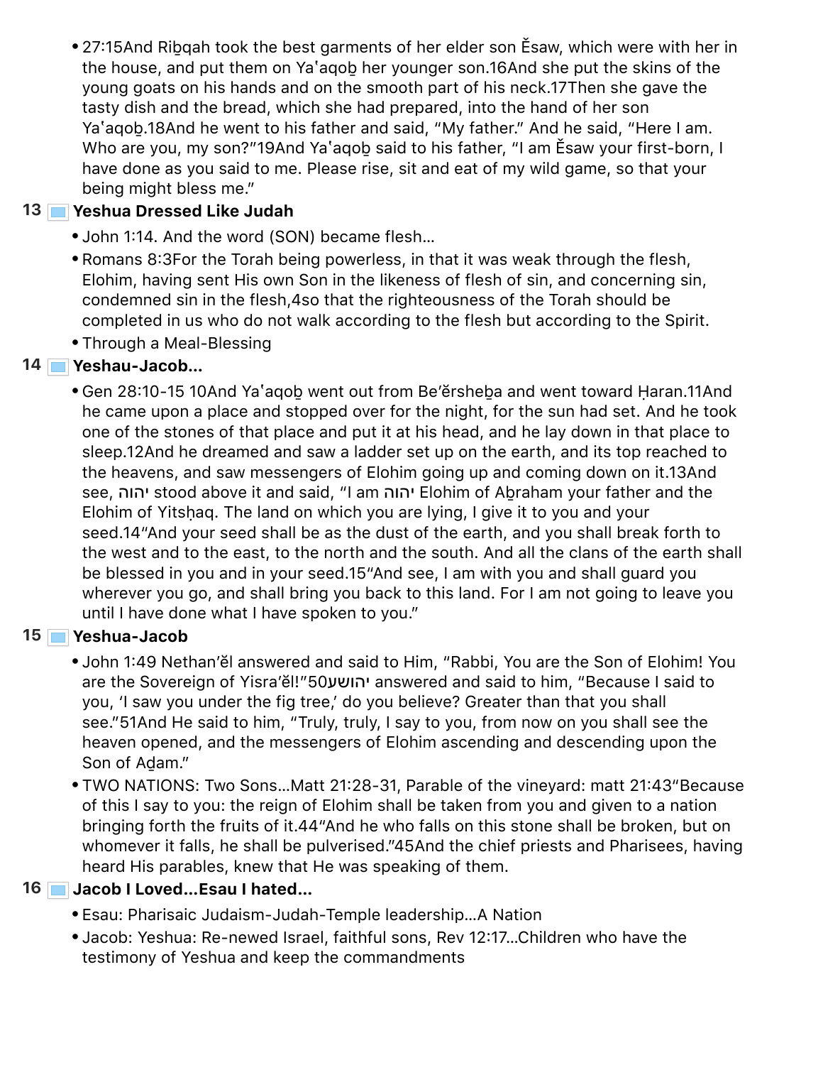- 27:15And Riḇqah took the best garments of her elder son Ěsaw, which were with her in the house, and put them on Yaʿaqoḇ her younger son.16And she put the skins of the young goats on his hands and on the smooth part of his neck.17Then she gave the tasty dish and the bread, which she had prepared, into the hand of her son Yaʿaqoḇ.18And he went to his father and said, "My father." And he said, "Here I am. Who are you, my son?"19And Yaʿaqoḇ said to his father, "I am Ěsaw your first-born, I have done as you said to me. Please rise, sit and eat of my wild game, so that your being might bless me."

## 13 Yeshua Dressed Like Judah

- John 1:14. And the word (SON) became flesh…
- Romans 8:3For the Torah being powerless, in that it was weak through the flesh, Elohim, having sent His own Son in the likeness of flesh of sin, and concerning sin, condemned sin in the flesh,4so that the righteousness of the Torah should be completed in us who do not walk according to the flesh but according to the Spirit.
- Through a Meal-Blessing

## 14 Yeshau-Jacob…

- Gen 28:10-15 10And Yaʿaqoḇ went out from Be'ĕrsheḇa and went toward Ḥaran.11And he came upon a place and stopped over for the night, for the sun had set. And he took one of the stones of that place and put it at his head, and he lay down in that place to sleep.12And he dreamed and saw a ladder set up on the earth, and its top reached to the heavens, and saw messengers of Elohim going up and coming down on it.13And see, יהוה stood above it and said, "I am יהוה Elohim of Aḇraham your father and the Elohim of Yitsḥaq. The land on which you are lying, I give it to you and your seed.14"And your seed shall be as the dust of the earth, and you shall break forth to the west and to the east, to the north and the south. And all the clans of the earth shall be blessed in you and in your seed.15"And see, I am with you and shall guard you wherever you go, and shall bring you back to this land. For I am not going to leave you until I have done what I have spoken to you."

## 15 Yeshua-Jacob

- John 1:49 Nethan'ěl answered and said to Him, "Rabbi, You are the Son of Elohim! You are the Sovereign of Yisra'ěl!"50יהושע answered and said to him, "Because I said to you, 'I saw you under the fig tree,' do you believe? Greater than that you shall see."51And He said to him, "Truly, truly, I say to you, from now on you shall see the heaven opened, and the messengers of Elohim ascending and descending upon the Son of Aḏam."
- TWO NATIONS: Two Sons…Matt 21:28-31, Parable of the vineyard: matt 21:43"Because of this I say to you: the reign of Elohim shall be taken from you and given to a nation bringing forth the fruits of it.44"And he who falls on this stone shall be broken, but on whomever it falls, he shall be pulverised."45And the chief priests and Pharisees, having heard His parables, knew that He was speaking of them.

## 16 Jacob I Loved…Esau I hated…

- Esau: Pharisaic Judaism-Judah-Temple leadership…A Nation
- Jacob: Yeshua: Re-newed Israel, faithful sons, Rev 12:17…Children who have the testimony of Yeshua and keep the commandments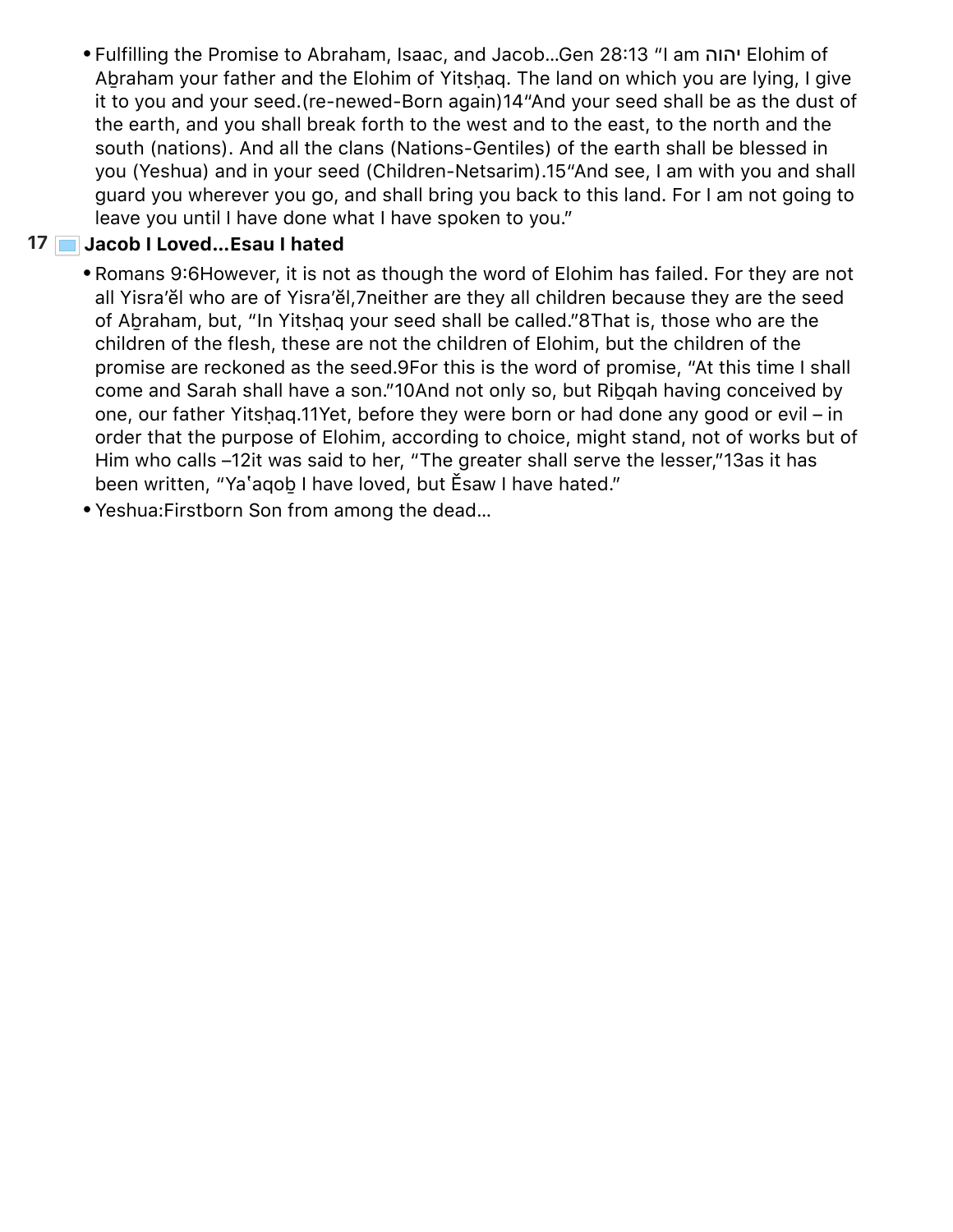- Fulfilling the Promise to Abraham, Isaac, and Jacob…Gen 28:13 "I am יהוה Elohim of Aḇraham your father and the Elohim of Yitsḥaq. The land on which you are lying, I give it to you and your seed.(re-newed-Born again)14"And your seed shall be as the dust of the earth, and you shall break forth to the west and to the east, to the north and the south (nations). And all the clans (Nations-Gentiles) of the earth shall be blessed in you (Yeshua) and in your seed (Children-Netsarim).15"And see, I am with you and shall guard you wherever you go, and shall bring you back to this land. For I am not going to leave you until I have done what I have spoken to you."

17 **Jacob I Loved…Esau I hated**

- Romans 9:6However, it is not as though the word of Elohim has failed. For they are not all Yisra'ěl who are of Yisra'ěl,7neither are they all children because they are the seed of Aḇraham, but, "In Yitsḥaq your seed shall be called."8That is, those who are the children of the flesh, these are not the children of Elohim, but the children of the promise are reckoned as the seed.9For this is the word of promise, "At this time I shall come and Sarah shall have a son."10And not only so, but Riḇqah having conceived by one, our father Yitsḥaq.11Yet, before they were born or had done any good or evil – in order that the purpose of Elohim, according to choice, might stand, not of works but of Him who calls –12it was said to her, "The greater shall serve the lesser,"13as it has been written, "Yaʿaqoḇ I have loved, but Ěsaw I have hated."
- Yeshua:Firstborn Son from among the dead…